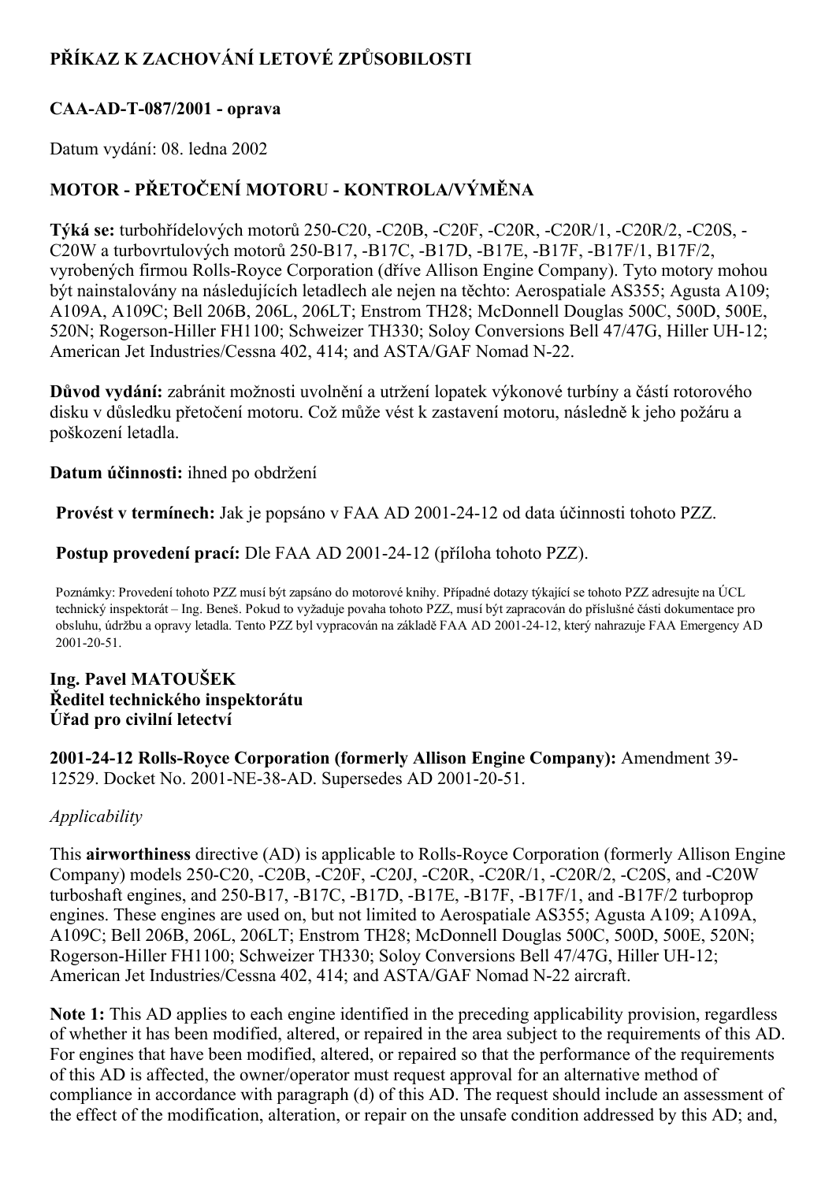# PŘÍKAZ K ZACHOVÁNÍ LETOVÉ ZPŮSOBILOSTI

## CAA-AD-T-087/2001 - oprava

Datum vydání: 08. ledna 2002

## MOTOR - PŘETOČENÍ MOTORU - KONTROLA/VÝMĚNA

**Týká se:** turbohřídelových motorů 250-C20, -C20B, -C20F, -C20R, -C20R/1, -C20R/2, -C20S, -C20W a turbovrtulových motorů 250-B17, -B17C, -B17D, -B17E, -B17F, -B17F/1, B17F/2, vyrobených firmou Rolls-Royce Corporation (dříve Allison Engine Company). Tyto motory mohou být nainstalovány na následujících letadlech ale nejen na těchto: Aerospatiale AS355; Agusta A109; A109A, A109C; Bell 206B, 206L, 206LT; Enstrom TH28; McDonnell Douglas 500C, 500D, 500E, 520N; Rogerson-Hiller FH1100; Schweizer TH330; Soloy Conversions Bell 47/47G, Hiller UH-12; American Jet Industries/Cessna 402, 414; and ASTA/GAF Nomad N-22.

**Důvod vydání:** zabránit možnosti uvolnění a utržení lopatek výkonové turbíny a částí rotorového disku v důsledku přetočení motoru. Což může vést k zastavení motoru, následně k jeho požáru a poškození letadla.

**Datum účinnosti:** ihned po obdržení

**Provést v termínech:** Jak je popsáno v FAA AD 2001-24-12 od data účinnosti tohoto PZZ.

**Postup provedení prací:** Dle FAA AD 2001-24-12 (příloha tohoto PZZ).

Poznámky: Provedení tohoto PZZ musí být zapsáno do motorové knihy. Případné dotazy týkající se tohoto PZZ adresujte na ÚCL technický inspektorát – Ing. Beneš. Pokud to vyžaduje povaha tohoto PZZ, musí být zapracován do příslušné části dokumentace pro obsluhu, údržbu a opravy letadla. Tento PZZ byl vypracován na základě FAA AD 2001-24-12, který nahrazuje FAA Emergency AD 2001-20-51.

**Ing. Pavel MATOUŠEK**
**Ředitel technického inspektorátu**
**Úřad pro civilní letectví**

**2001-24-12 Rolls-Royce Corporation (formerly Allison Engine Company):** Amendment 39-12529. Docket No. 2001-NE-38-AD. Supersedes AD 2001-20-51.

*Applicability*

This **airworthiness** directive (AD) is applicable to Rolls-Royce Corporation (formerly Allison Engine Company) models 250-C20, -C20B, -C20F, -C20J, -C20R, -C20R/1, -C20R/2, -C20S, and -C20W turboshaft engines, and 250-B17, -B17C, -B17D, -B17E, -B17F, -B17F/1, and -B17F/2 turboprop engines. These engines are used on, but not limited to Aerospatiale AS355; Agusta A109; A109A, A109C; Bell 206B, 206L, 206LT; Enstrom TH28; McDonnell Douglas 500C, 500D, 500E, 520N; Rogerson-Hiller FH1100; Schweizer TH330; Soloy Conversions Bell 47/47G, Hiller UH-12; American Jet Industries/Cessna 402, 414; and ASTA/GAF Nomad N-22 aircraft.

**Note 1:** This AD applies to each engine identified in the preceding applicability provision, regardless of whether it has been modified, altered, or repaired in the area subject to the requirements of this AD. For engines that have been modified, altered, or repaired so that the performance of the requirements of this AD is affected, the owner/operator must request approval for an alternative method of compliance in accordance with paragraph (d) of this AD. The request should include an assessment of the effect of the modification, alteration, or repair on the unsafe condition addressed by this AD; and,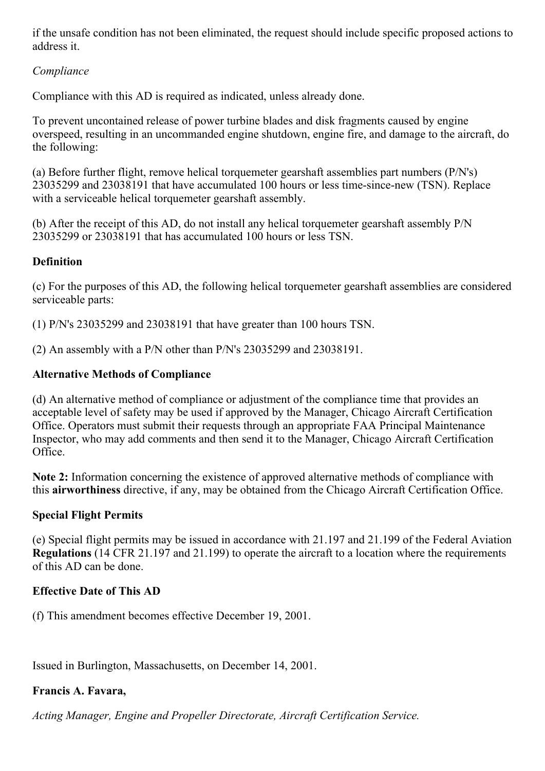if the unsafe condition has not been eliminated, the request should include specific proposed actions to address it.

*Compliance*

Compliance with this AD is required as indicated, unless already done.

To prevent uncontained release of power turbine blades and disk fragments caused by engine overspeed, resulting in an uncommanded engine shutdown, engine fire, and damage to the aircraft, do the following:

(a) Before further flight, remove helical torquemeter gearshaft assemblies part numbers (P/N's) 23035299 and 23038191 that have accumulated 100 hours or less time-since-new (TSN). Replace with a serviceable helical torquemeter gearshaft assembly.

(b) After the receipt of this AD, do not install any helical torquemeter gearshaft assembly P/N 23035299 or 23038191 that has accumulated 100 hours or less TSN.

**Definition**

(c) For the purposes of this AD, the following helical torquemeter gearshaft assemblies are considered serviceable parts:

(1) P/N's 23035299 and 23038191 that have greater than 100 hours TSN.

(2) An assembly with a P/N other than P/N's 23035299 and 23038191.

**Alternative Methods of Compliance**

(d) An alternative method of compliance or adjustment of the compliance time that provides an acceptable level of safety may be used if approved by the Manager, Chicago Aircraft Certification Office. Operators must submit their requests through an appropriate FAA Principal Maintenance Inspector, who may add comments and then send it to the Manager, Chicago Aircraft Certification Office.

**Note 2:** Information concerning the existence of approved alternative methods of compliance with this **airworthiness** directive, if any, may be obtained from the Chicago Aircraft Certification Office.

**Special Flight Permits**

(e) Special flight permits may be issued in accordance with 21.197 and 21.199 of the Federal Aviation **Regulations** (14 CFR 21.197 and 21.199) to operate the aircraft to a location where the requirements of this AD can be done.

**Effective Date of This AD**

(f) This amendment becomes effective December 19, 2001.

Issued in Burlington, Massachusetts, on December 14, 2001.

**Francis A. Favara,**

*Acting Manager, Engine and Propeller Directorate, Aircraft Certification Service.*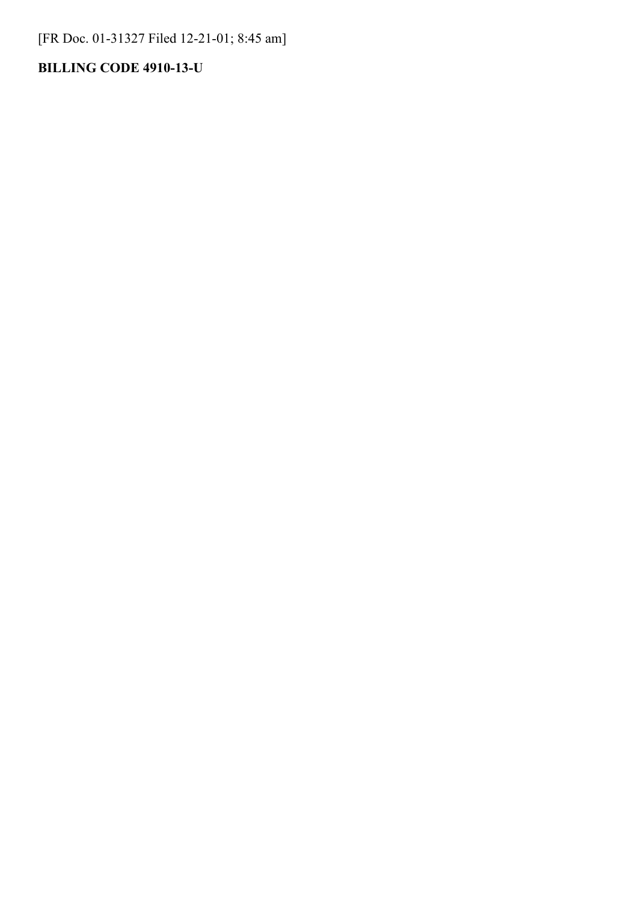[FR Doc. 01-31327 Filed 12-21-01; 8:45 am]

**BILLING CODE 4910-13-U**